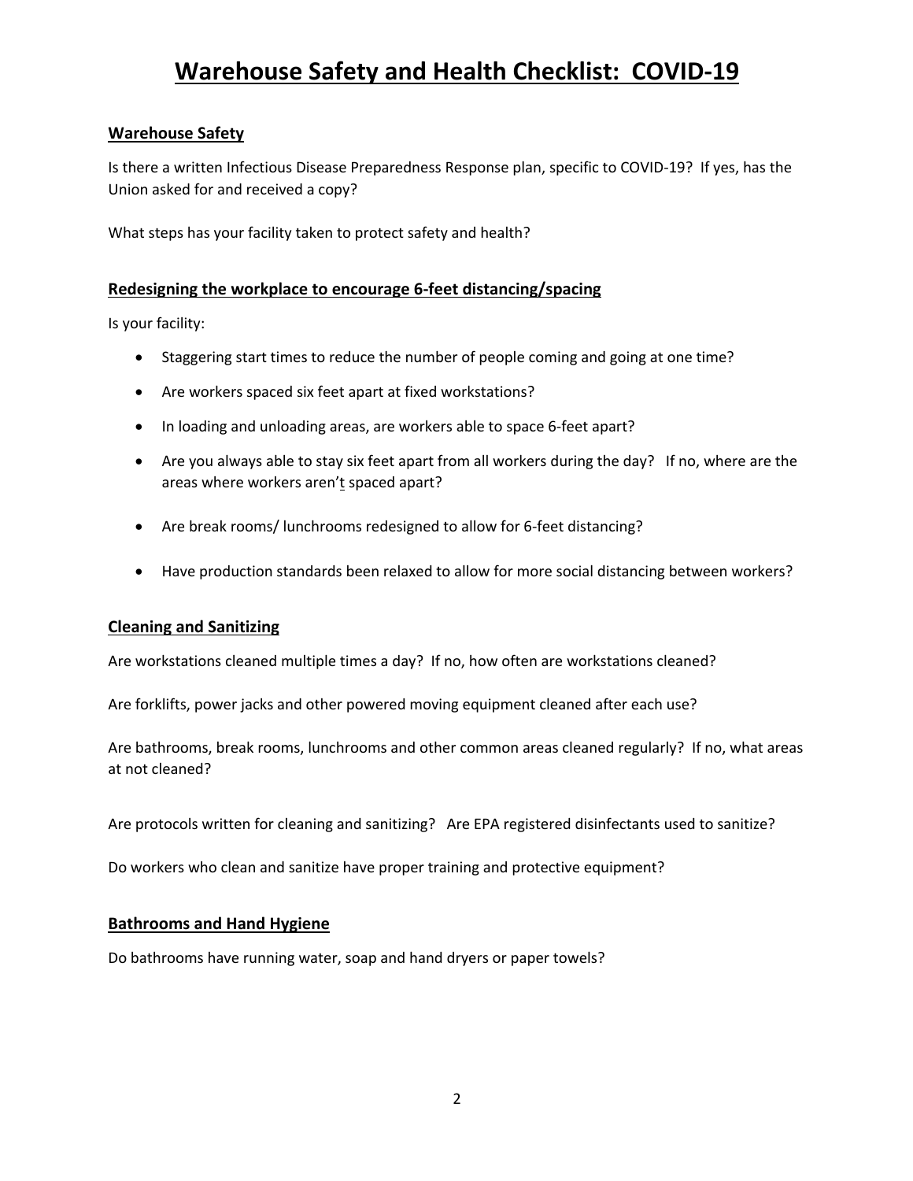# Warehouse Safety and Health Checklist: COVID-19

## Warehouse Safety

Is there a written Infectious Disease Preparedness Response plan, specific to COVID-19? If yes, has the Union asked for and received a copy?

What steps has your facility taken to protect safety and health?

## Redesigning the workplace to encourage 6-feet distancing/spacing

Is your facility:

- Staggering start times to reduce the number of people coming and going at one time?
- Are workers spaced six feet apart at fixed workstations?
- In loading and unloading areas, are workers able to space 6-feet apart?
- Are you always able to stay six feet apart from all workers during the day? If no, where are the areas where workers aren't spaced apart?
- Are break rooms/ lunchrooms redesigned to allow for 6-feet distancing?
- Have production standards been relaxed to allow for more social distancing between workers?

## Cleaning and Sanitizing

Are workstations cleaned multiple times a day? If no, how often are workstations cleaned?

Are forklifts, power jacks and other powered moving equipment cleaned after each use?

Are bathrooms, break rooms, lunchrooms and other common areas cleaned regularly? If no, what areas at not cleaned?

Are protocols written for cleaning and sanitizing? Are EPA registered disinfectants used to sanitize?

Do workers who clean and sanitize have proper training and protective equipment?

## Bathrooms and Hand Hygiene

Do bathrooms have running water, soap and hand dryers or paper towels?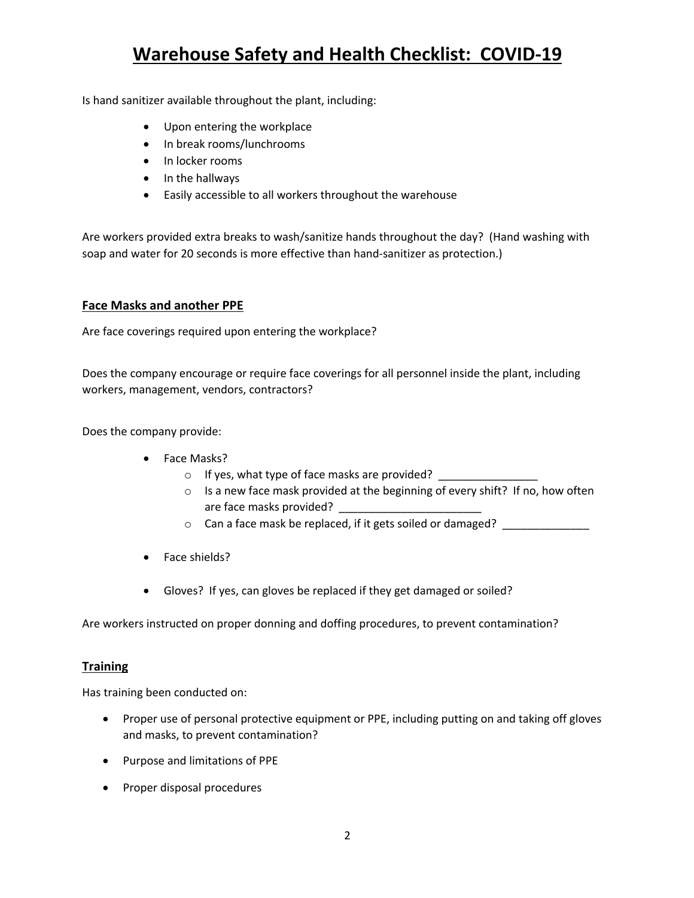# Warehouse Safety and Health Checklist: COVID-19

Is hand sanitizer available throughout the plant, including:

- Upon entering the workplace
- In break rooms/lunchrooms
- In locker rooms
- In the hallways
- Easily accessible to all workers throughout the warehouse

Are workers provided extra breaks to wash/sanitize hands throughout the day? (Hand washing with soap and water for 20 seconds is more effective than hand-sanitizer as protection.)

## Face Masks and another PPE

Are face coverings required upon entering the workplace?

Does the company encourage or require face coverings for all personnel inside the plant, including workers, management, vendors, contractors?

Does the company provide:

- Face Masks?
  - If yes, what type of face masks are provided? ________________
  - Is a new face mask provided at the beginning of every shift? If no, how often are face masks provided? _______________________
  - Can a face mask be replaced, if it gets soiled or damaged? ______________
- Face shields?
- Gloves? If yes, can gloves be replaced if they get damaged or soiled?

Are workers instructed on proper donning and doffing procedures, to prevent contamination?

## Training

Has training been conducted on:

- Proper use of personal protective equipment or PPE, including putting on and taking off gloves and masks, to prevent contamination?
- Purpose and limitations of PPE
- Proper disposal procedures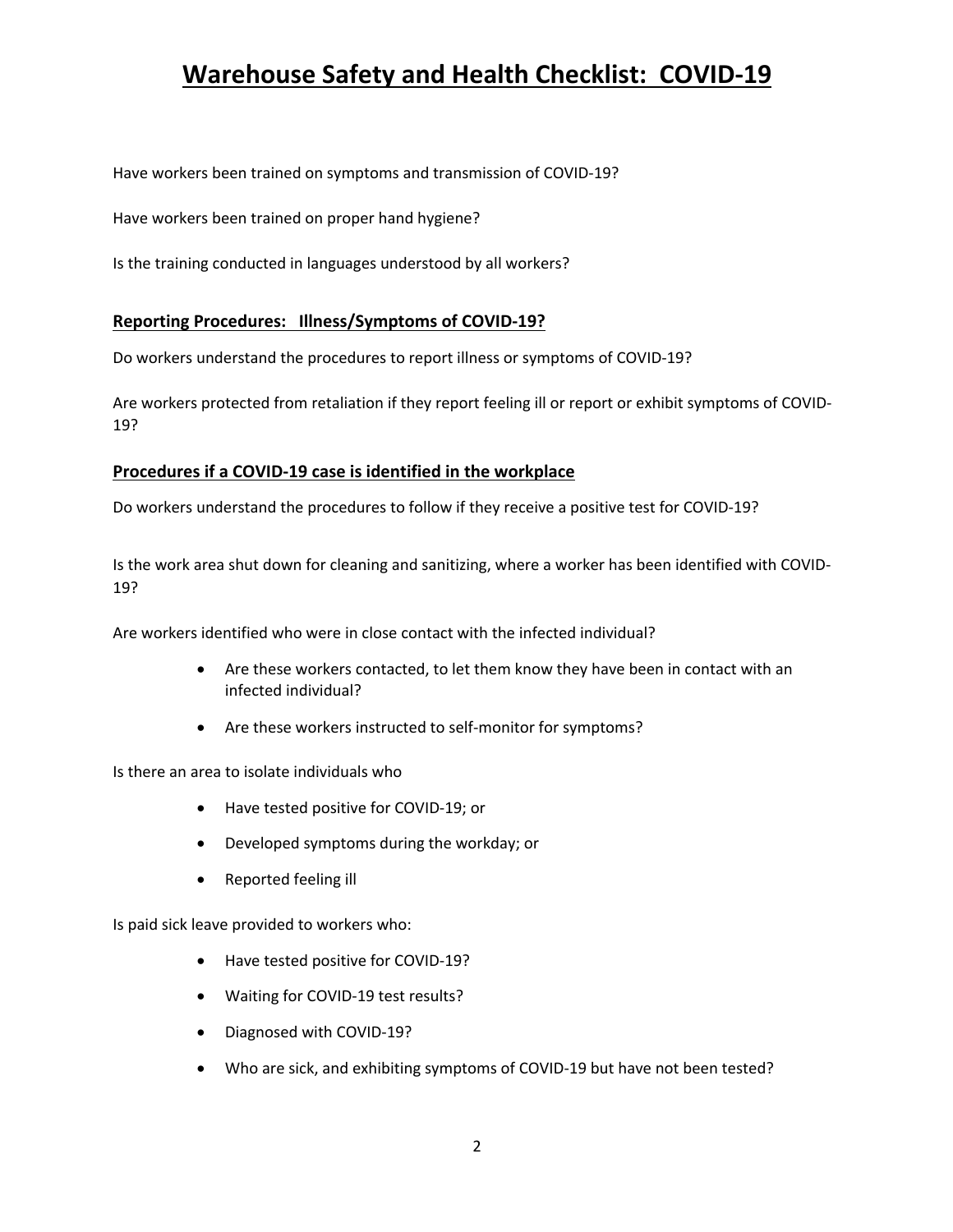# Warehouse Safety and Health Checklist: COVID-19

Have workers been trained on symptoms and transmission of COVID-19?

Have workers been trained on proper hand hygiene?

Is the training conducted in languages understood by all workers?

## Reporting Procedures: Illness/Symptoms of COVID-19?

Do workers understand the procedures to report illness or symptoms of COVID-19?

Are workers protected from retaliation if they report feeling ill or report or exhibit symptoms of COVID-19?

## Procedures if a COVID-19 case is identified in the workplace

Do workers understand the procedures to follow if they receive a positive test for COVID-19?

Is the work area shut down for cleaning and sanitizing, where a worker has been identified with COVID-19?

Are workers identified who were in close contact with the infected individual?

- Are these workers contacted, to let them know they have been in contact with an infected individual?
- Are these workers instructed to self-monitor for symptoms?

Is there an area to isolate individuals who

- Have tested positive for COVID-19; or
- Developed symptoms during the workday; or
- Reported feeling ill

Is paid sick leave provided to workers who:

- Have tested positive for COVID-19?
- Waiting for COVID-19 test results?
- Diagnosed with COVID-19?
- Who are sick, and exhibiting symptoms of COVID-19 but have not been tested?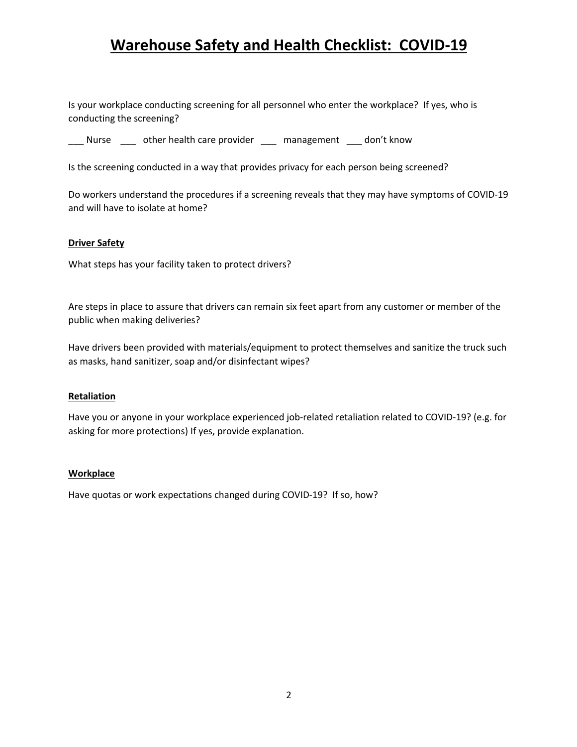# Warehouse Safety and Health Checklist: COVID-19

Is your workplace conducting screening for all personnel who enter the workplace? If yes, who is conducting the screening?

___ Nurse ___ other health care provider ___ management ___ don't know

Is the screening conducted in a way that provides privacy for each person being screened?

Do workers understand the procedures if a screening reveals that they may have symptoms of COVID-19 and will have to isolate at home?

**Driver Safety**

What steps has your facility taken to protect drivers?

Are steps in place to assure that drivers can remain six feet apart from any customer or member of the public when making deliveries?

Have drivers been provided with materials/equipment to protect themselves and sanitize the truck such as masks, hand sanitizer, soap and/or disinfectant wipes?

**Retaliation**

Have you or anyone in your workplace experienced job-related retaliation related to COVID-19? (e.g. for asking for more protections) If yes, provide explanation.

**Workplace**

Have quotas or work expectations changed during COVID-19? If so, how?